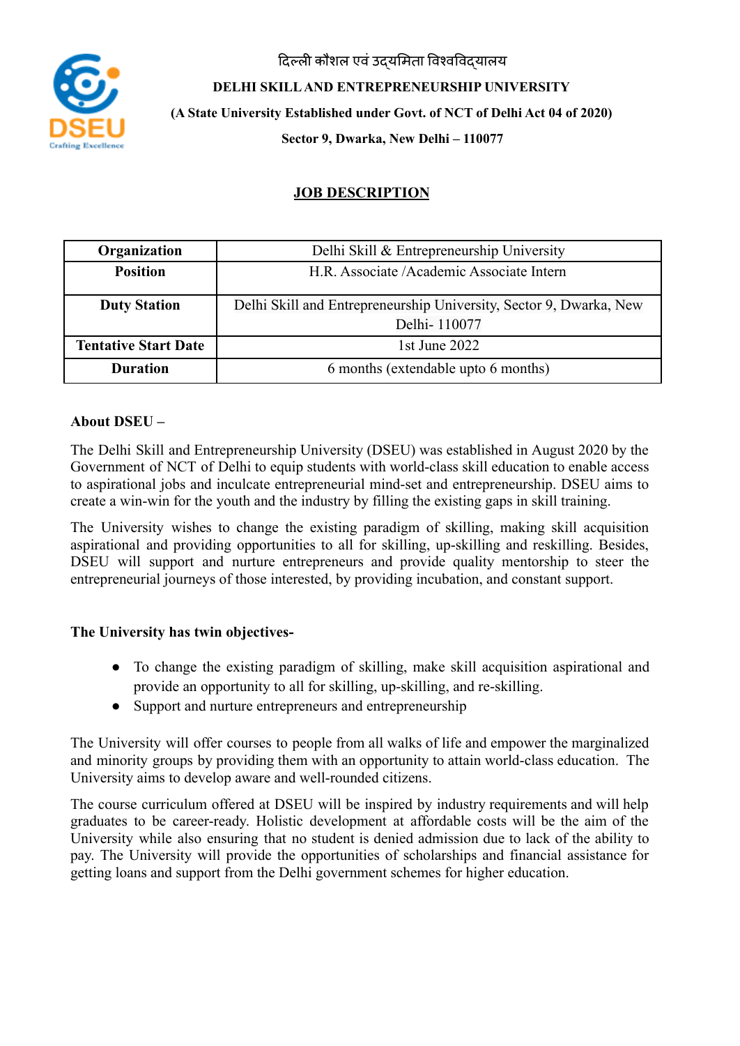दिल्ली कौशल एवं उद्यमिता विश्वविद्यालय

**DELHI SKILL AND ENTREPRENEURSHIP UNIVERSITY**

**(A State University Established under Govt. of NCT of Delhi Act 04 of 2020)**

**Sector 9, Dwarka, New Delhi – 110077**

## JOB DESCRIPTION

| **Organization** | Delhi Skill & Entrepreneurship University |
|---|---|
| **Position** | H.R. Associate /Academic Associate Intern |
| **Duty Station** | Delhi Skill and Entrepreneurship University, Sector 9, Dwarka, New Delhi- 110077 |
| **Tentative Start Date** | 1st June 2022 |
| **Duration** | 6 months (extendable upto 6 months) |

**About DSEU –**

The Delhi Skill and Entrepreneurship University (DSEU) was established in August 2020 by the Government of NCT of Delhi to equip students with world-class skill education to enable access to aspirational jobs and inculcate entrepreneurial mind-set and entrepreneurship. DSEU aims to create a win-win for the youth and the industry by filling the existing gaps in skill training.

The University wishes to change the existing paradigm of skilling, making skill acquisition aspirational and providing opportunities to all for skilling, up-skilling and reskilling. Besides, DSEU will support and nurture entrepreneurs and provide quality mentorship to steer the entrepreneurial journeys of those interested, by providing incubation, and constant support.

**The University has twin objectives-**

- To change the existing paradigm of skilling, make skill acquisition aspirational and provide an opportunity to all for skilling, up-skilling, and re-skilling.
- Support and nurture entrepreneurs and entrepreneurship

The University will offer courses to people from all walks of life and empower the marginalized and minority groups by providing them with an opportunity to attain world-class education. The University aims to develop aware and well-rounded citizens.

The course curriculum offered at DSEU will be inspired by industry requirements and will help graduates to be career-ready. Holistic development at affordable costs will be the aim of the University while also ensuring that no student is denied admission due to lack of the ability to pay. The University will provide the opportunities of scholarships and financial assistance for getting loans and support from the Delhi government schemes for higher education.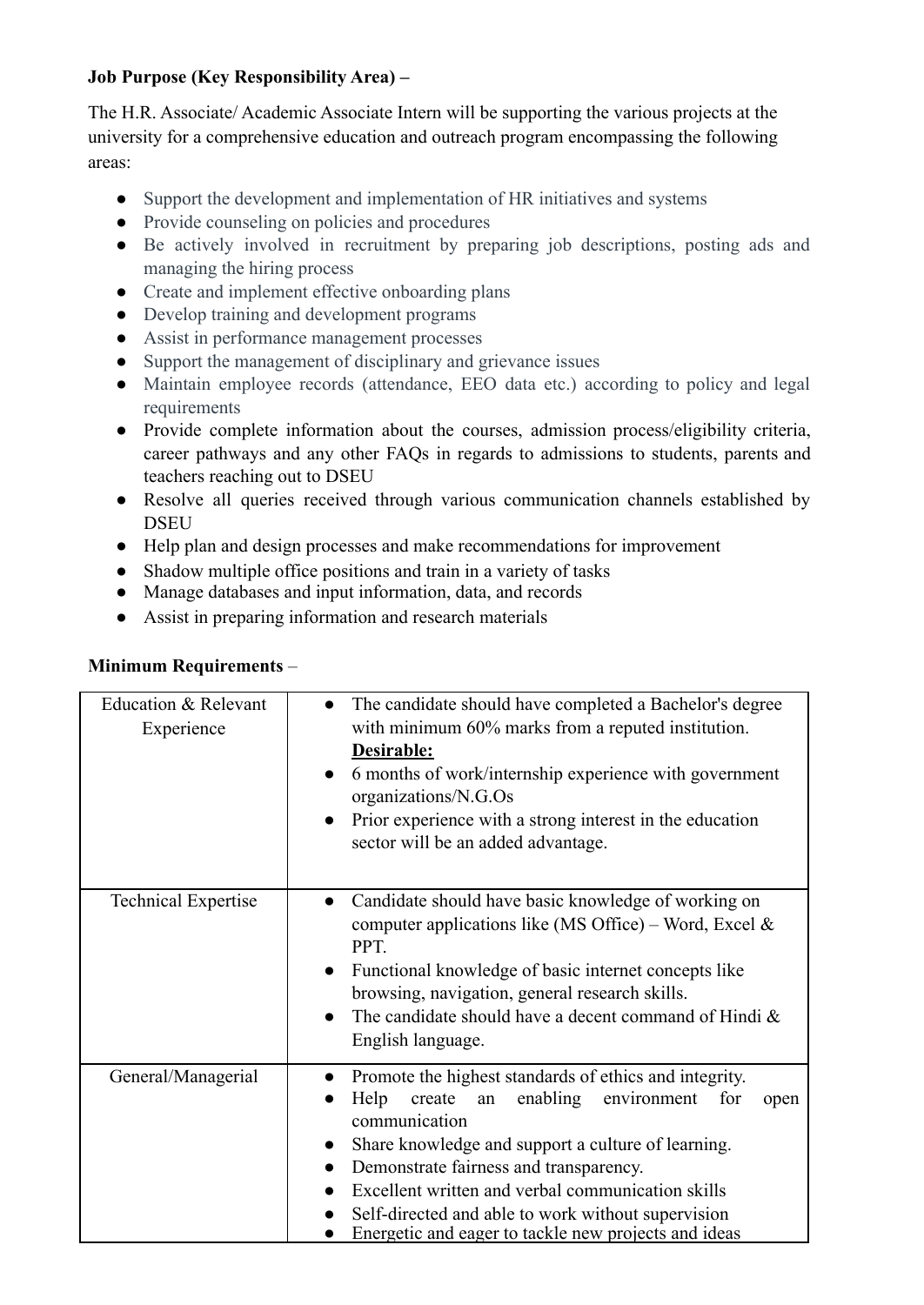**Job Purpose (Key Responsibility Area) –**

The H.R. Associate/ Academic Associate Intern will be supporting the various projects at the university for a comprehensive education and outreach program encompassing the following areas:

- Support the development and implementation of HR initiatives and systems
- Provide counseling on policies and procedures
- Be actively involved in recruitment by preparing job descriptions, posting ads and managing the hiring process
- Create and implement effective onboarding plans
- Develop training and development programs
- Assist in performance management processes
- Support the management of disciplinary and grievance issues
- Maintain employee records (attendance, EEO data etc.) according to policy and legal requirements
- Provide complete information about the courses, admission process/eligibility criteria, career pathways and any other FAQs in regards to admissions to students, parents and teachers reaching out to DSEU
- Resolve all queries received through various communication channels established by DSEU
- Help plan and design processes and make recommendations for improvement
- Shadow multiple office positions and train in a variety of tasks
- Manage databases and input information, data, and records
- Assist in preparing information and research materials

**Minimum Requirements** –

| | |
|---|---|
| Education & Relevant Experience | • The candidate should have completed a Bachelor's degree with minimum 60% marks from a reputed institution.<br>**<u>Desirable:</u>**<br>• 6 months of work/internship experience with government organizations/N.G.Os<br>• Prior experience with a strong interest in the education sector will be an added advantage. |
| Technical Expertise | • Candidate should have basic knowledge of working on computer applications like (MS Office) – Word, Excel & PPT.<br>• Functional knowledge of basic internet concepts like browsing, navigation, general research skills.<br>• The candidate should have a decent command of Hindi & English language. |
| General/Managerial | • Promote the highest standards of ethics and integrity.<br>• Help create an enabling environment for open communication<br>• Share knowledge and support a culture of learning.<br>• Demonstrate fairness and transparency.<br>• Excellent written and verbal communication skills<br>• Self-directed and able to work without supervision<br>• Energetic and eager to tackle new projects and ideas |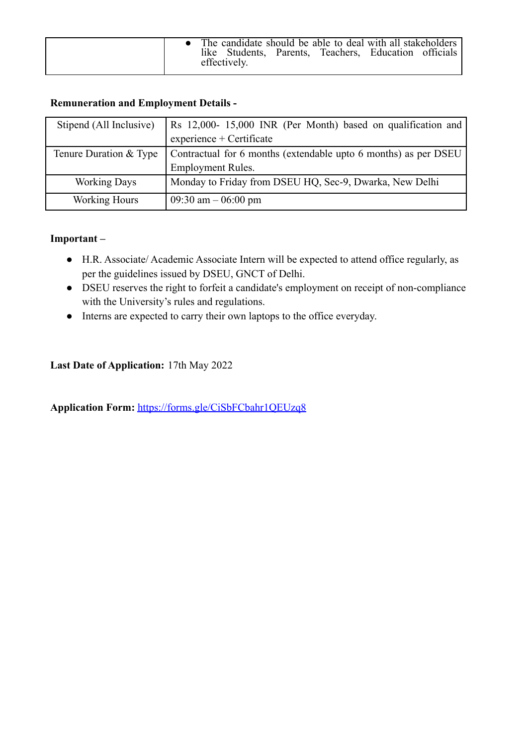| | |
|---|---|
| | • The candidate should be able to deal with all stakeholders like Students, Parents, Teachers, Education officials effectively. |

**Remuneration and Employment Details -**

| | |
|---|---|
| Stipend (All Inclusive) | Rs 12,000- 15,000 INR (Per Month) based on qualification and experience + Certificate |
| Tenure Duration & Type | Contractual for 6 months (extendable upto 6 months) as per DSEU Employment Rules. |
| Working Days | Monday to Friday from DSEU HQ, Sec-9, Dwarka, New Delhi |
| Working Hours | 09:30 am – 06:00 pm |

**Important –**

- H.R. Associate/ Academic Associate Intern will be expected to attend office regularly, as per the guidelines issued by DSEU, GNCT of Delhi.
- DSEU reserves the right to forfeit a candidate's employment on receipt of non-compliance with the University's rules and regulations.
- Interns are expected to carry their own laptops to the office everyday.

**Last Date of Application:** 17th May 2022

**Application Form:** [https://forms.gle/CiSbFCbahr1QEUzq8](https://forms.gle/CiSbFCbahr1QEUzq8)